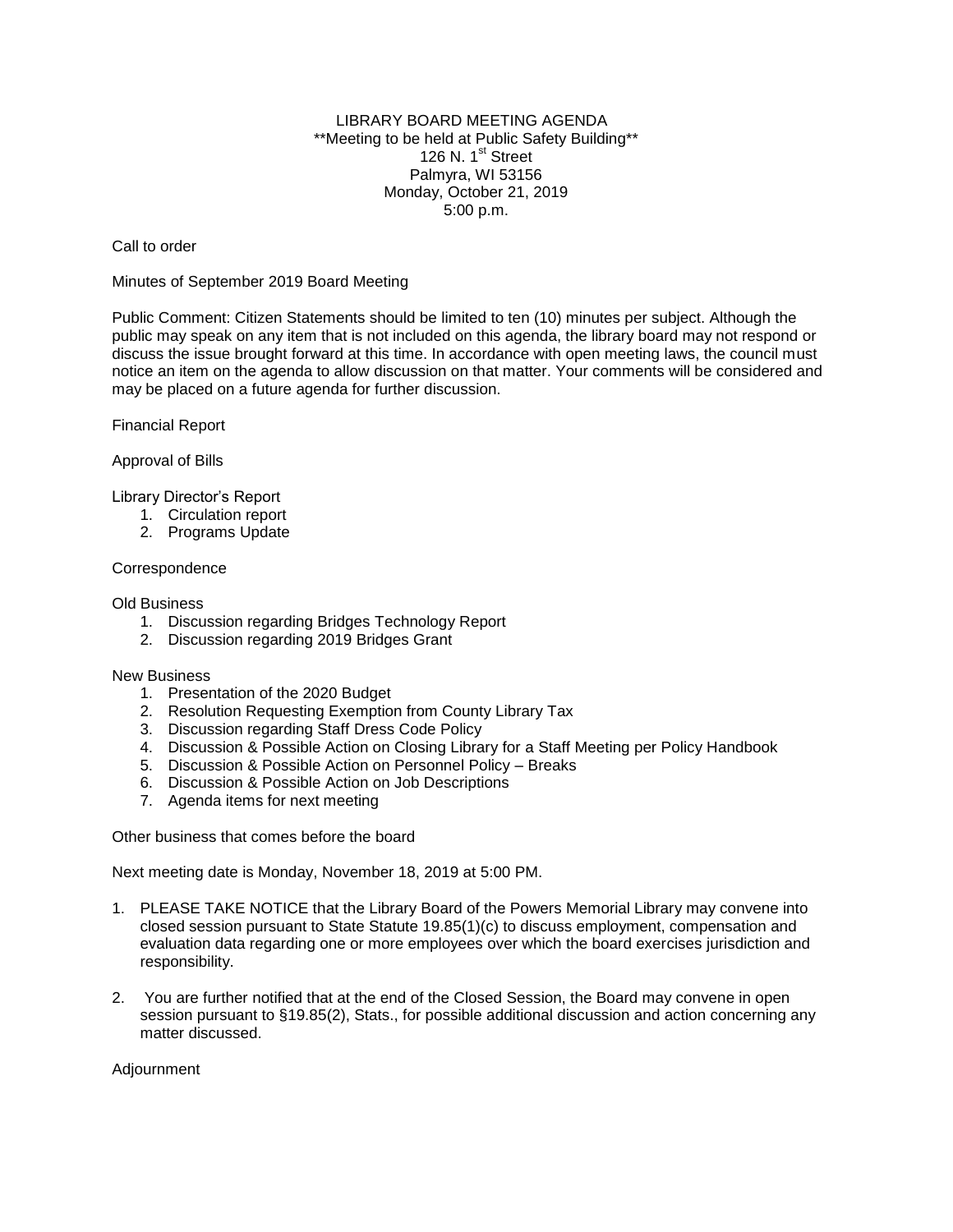# LIBRARY BOARD MEETING AGENDA

**Meeting to be held at Public Safety Building**

126 N. 1st Street

Palmyra, WI 53156

Monday, October 21, 2019

5:00 p.m.

Call to order

Minutes of September 2019 Board Meeting

Public Comment: Citizen Statements should be limited to ten (10) minutes per subject. Although the public may speak on any item that is not included on this agenda, the library board may not respond or discuss the issue brought forward at this time. In accordance with open meeting laws, the council must notice an item on the agenda to allow discussion on that matter. Your comments will be considered and may be placed on a future agenda for further discussion.

Financial Report

Approval of Bills

Library Director's Report

1. Circulation report
2. Programs Update

Correspondence

Old Business

1. Discussion regarding Bridges Technology Report
2. Discussion regarding 2019 Bridges Grant

New Business

1. Presentation of the 2020 Budget
2. Resolution Requesting Exemption from County Library Tax
3. Discussion regarding Staff Dress Code Policy
4. Discussion & Possible Action on Closing Library for a Staff Meeting per Policy Handbook
5. Discussion & Possible Action on Personnel Policy – Breaks
6. Discussion & Possible Action on Job Descriptions
7. Agenda items for next meeting

Other business that comes before the board

Next meeting date is Monday, November 18, 2019 at 5:00 PM.

1. PLEASE TAKE NOTICE that the Library Board of the Powers Memorial Library may convene into closed session pursuant to State Statute 19.85(1)(c) to discuss employment, compensation and evaluation data regarding one or more employees over which the board exercises jurisdiction and responsibility.

2. You are further notified that at the end of the Closed Session, the Board may convene in open session pursuant to §19.85(2), Stats., for possible additional discussion and action concerning any matter discussed.

Adjournment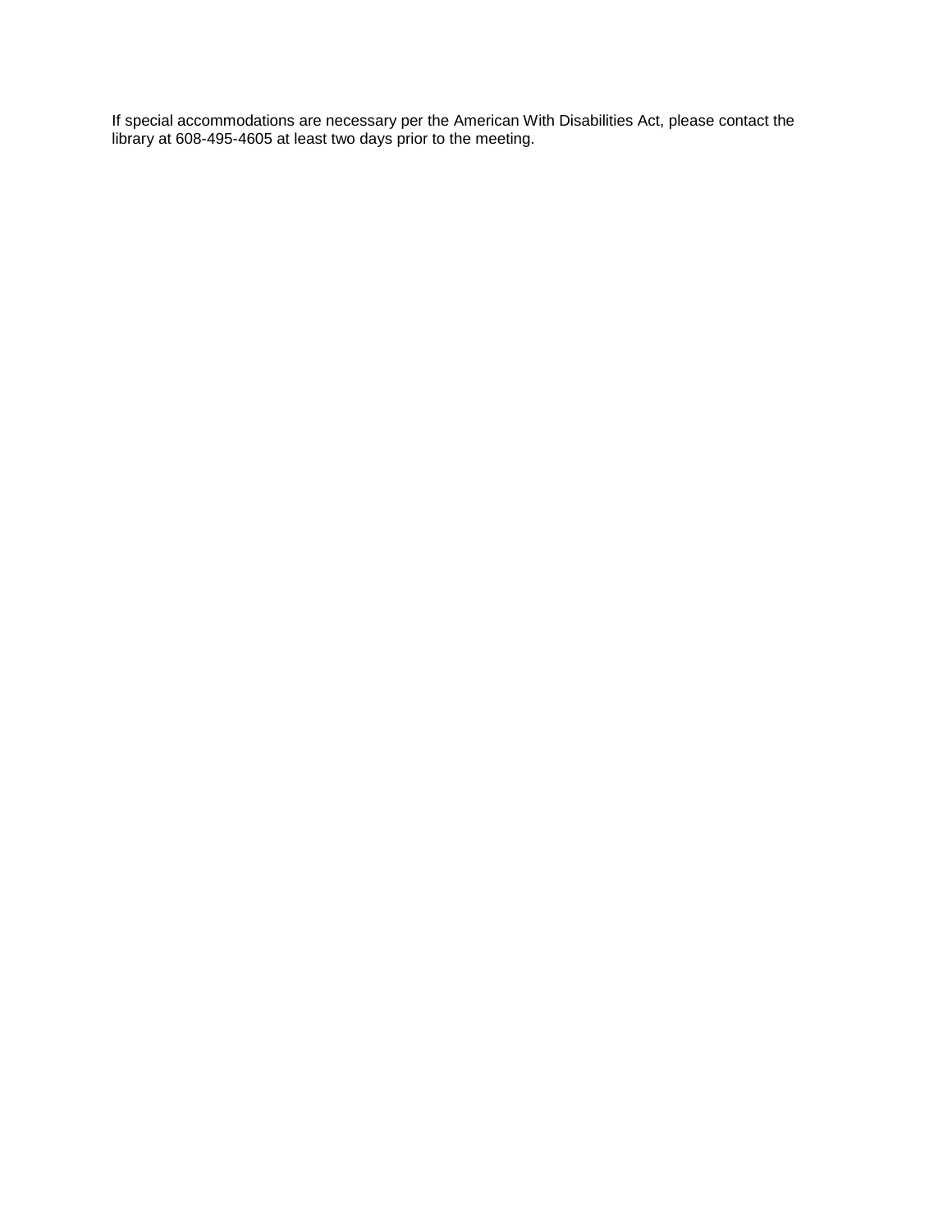If special accommodations are necessary per the American With Disabilities Act, please contact the library at 608-495-4605 at least two days prior to the meeting.